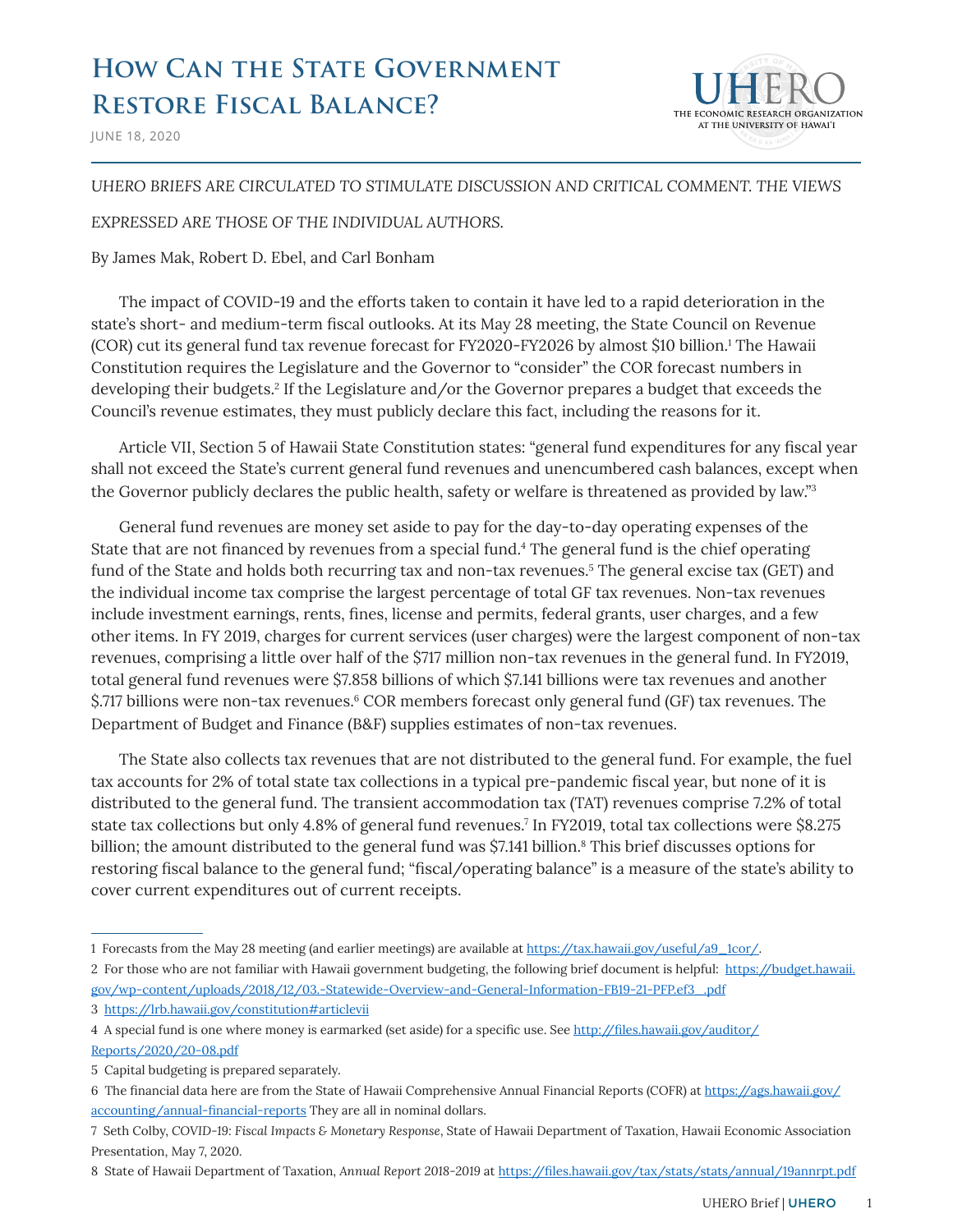# How Can the State Government Restore Fiscal Balance?

JUNE 18, 2020

*UHERO BRIEFS ARE CIRCULATED TO STIMULATE DISCUSSION AND CRITICAL COMMENT. THE VIEWS EXPRESSED ARE THOSE OF THE INDIVIDUAL AUTHORS.*

By James Mak, Robert D. Ebel, and Carl Bonham

The impact of COVID-19 and the efforts taken to contain it have led to a rapid deterioration in the state's short- and medium-term fiscal outlooks. At its May 28 meeting, the State Council on Revenue (COR) cut its general fund tax revenue forecast for FY2020-FY2026 by almost $10 billion.[1] The Hawaii Constitution requires the Legislature and the Governor to "consider" the COR forecast numbers in developing their budgets.[2] If the Legislature and/or the Governor prepares a budget that exceeds the Council's revenue estimates, they must publicly declare this fact, including the reasons for it.

Article VII, Section 5 of Hawaii State Constitution states: "general fund expenditures for any fiscal year shall not exceed the State's current general fund revenues and unencumbered cash balances, except when the Governor publicly declares the public health, safety or welfare is threatened as provided by law."[3]

General fund revenues are money set aside to pay for the day-to-day operating expenses of the State that are not financed by revenues from a special fund.[4] The general fund is the chief operating fund of the State and holds both recurring tax and non-tax revenues.[5] The general excise tax (GET) and the individual income tax comprise the largest percentage of total GF tax revenues. Non-tax revenues include investment earnings, rents, fines, license and permits, federal grants, user charges, and a few other items. In FY 2019, charges for current services (user charges) were the largest component of non-tax revenues, comprising a little over half of the $717 million non-tax revenues in the general fund. In FY2019, total general fund revenues were $7.858 billions of which $7.141 billions were tax revenues and another $.717 billions were non-tax revenues.[6] COR members forecast only general fund (GF) tax revenues. The Department of Budget and Finance (B&F) supplies estimates of non-tax revenues.

The State also collects tax revenues that are not distributed to the general fund. For example, the fuel tax accounts for 2% of total state tax collections in a typical pre-pandemic fiscal year, but none of it is distributed to the general fund. The transient accommodation tax (TAT) revenues comprise 7.2% of total state tax collections but only 4.8% of general fund revenues.[7] In FY2019, total tax collections were $8.275 billion; the amount distributed to the general fund was $7.141 billion.[8] This brief discusses options for restoring fiscal balance to the general fund; "fiscal/operating balance" is a measure of the state's ability to cover current expenditures out of current receipts.

---

1 Forecasts from the May 28 meeting (and earlier meetings) are available at https://tax.hawaii.gov/useful/a9_1cor/.

2 For those who are not familiar with Hawaii government budgeting, the following brief document is helpful: https://budget.hawaii.gov/wp-content/uploads/2018/12/03.-Statewide-Overview-and-General-Information-FB19-21-PFP.ef3_.pdf

3 https://lrb.hawaii.gov/constitution#articlevii

4 A special fund is one where money is earmarked (set aside) for a specific use. See http://files.hawaii.gov/auditor/Reports/2020/20-08.pdf

5 Capital budgeting is prepared separately.

6 The financial data here are from the State of Hawaii Comprehensive Annual Financial Reports (COFR) at https://ags.hawaii.gov/accounting/annual-financial-reports They are all in nominal dollars.

7 Seth Colby, *COVID-19: Fiscal Impacts & Monetary Response*, State of Hawaii Department of Taxation, Hawaii Economic Association Presentation, May 7, 2020.

8 State of Hawaii Department of Taxation, *Annual Report 2018-2019* at https://files.hawaii.gov/tax/stats/stats/annual/19annrpt.pdf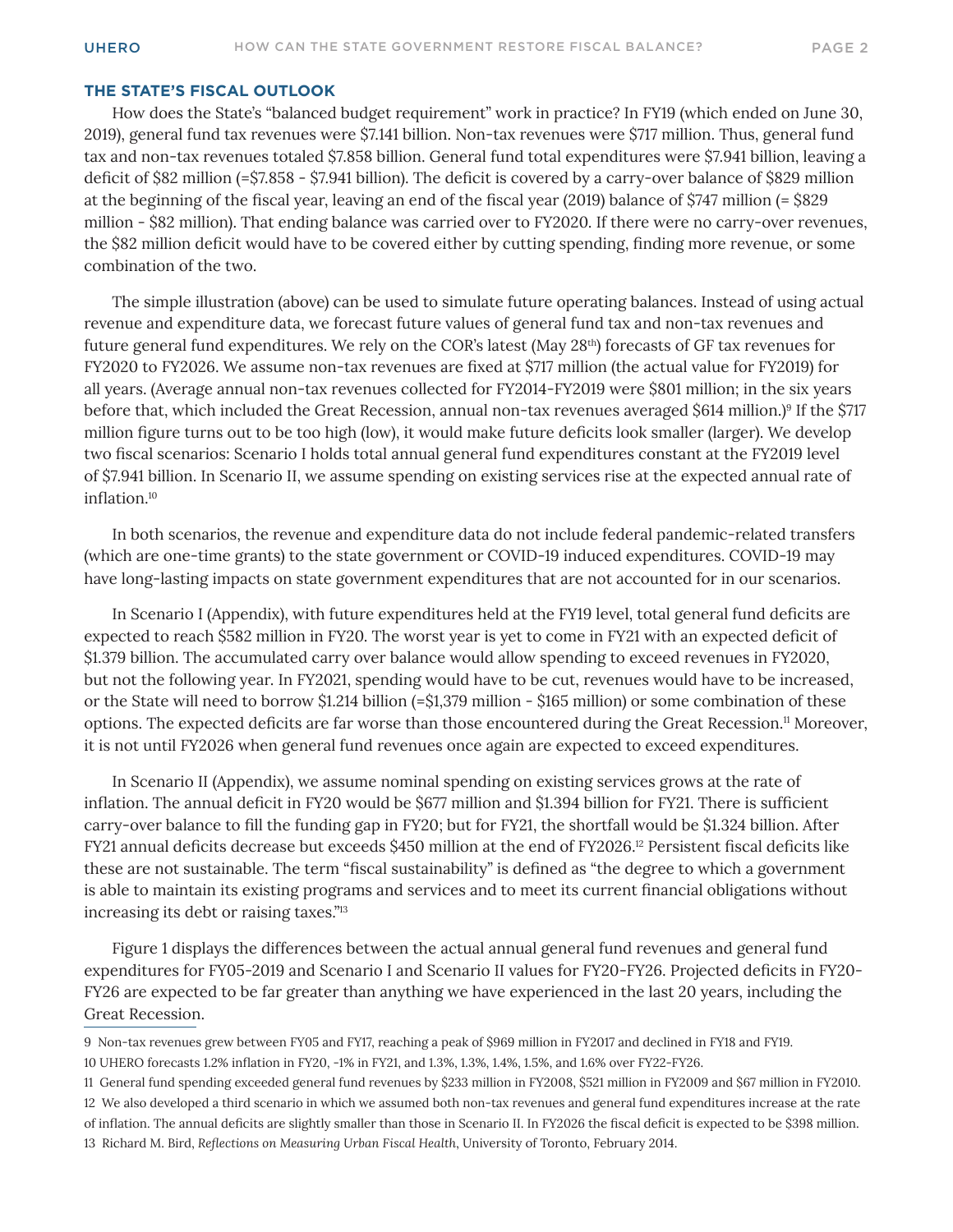## THE STATE'S FISCAL OUTLOOK

How does the State's "balanced budget requirement" work in practice? In FY19 (which ended on June 30, 2019), general fund tax revenues were $7.141 billion. Non-tax revenues were $717 million. Thus, general fund tax and non-tax revenues totaled $7.858 billion. General fund total expenditures were $7.941 billion, leaving a deficit of $82 million (=$7.858 - $7.941 billion). The deficit is covered by a carry-over balance of $829 million at the beginning of the fiscal year, leaving an end of the fiscal year (2019) balance of $747 million (= $829 million - $82 million). That ending balance was carried over to FY2020. If there were no carry-over revenues, the $82 million deficit would have to be covered either by cutting spending, finding more revenue, or some combination of the two.

The simple illustration (above) can be used to simulate future operating balances. Instead of using actual revenue and expenditure data, we forecast future values of general fund tax and non-tax revenues and future general fund expenditures. We rely on the COR's latest (May 28th) forecasts of GF tax revenues for FY2020 to FY2026. We assume non-tax revenues are fixed at $717 million (the actual value for FY2019) for all years. (Average annual non-tax revenues collected for FY2014-FY2019 were $801 million; in the six years before that, which included the Great Recession, annual non-tax revenues averaged $614 million.)[9] If the $717 million figure turns out to be too high (low), it would make future deficits look smaller (larger). We develop two fiscal scenarios: Scenario I holds total annual general fund expenditures constant at the FY2019 level of $7.941 billion. In Scenario II, we assume spending on existing services rise at the expected annual rate of inflation.[10]

In both scenarios, the revenue and expenditure data do not include federal pandemic-related transfers (which are one-time grants) to the state government or COVID-19 induced expenditures. COVID-19 may have long-lasting impacts on state government expenditures that are not accounted for in our scenarios.

In Scenario I (Appendix), with future expenditures held at the FY19 level, total general fund deficits are expected to reach $582 million in FY20. The worst year is yet to come in FY21 with an expected deficit of $1.379 billion. The accumulated carry over balance would allow spending to exceed revenues in FY2020, but not the following year. In FY2021, spending would have to be cut, revenues would have to be increased, or the State will need to borrow $1.214 billion (=$1,379 million - $165 million) or some combination of these options. The expected deficits are far worse than those encountered during the Great Recession.[11] Moreover, it is not until FY2026 when general fund revenues once again are expected to exceed expenditures.

In Scenario II (Appendix), we assume nominal spending on existing services grows at the rate of inflation. The annual deficit in FY20 would be $677 million and $1.394 billion for FY21. There is sufficient carry-over balance to fill the funding gap in FY20; but for FY21, the shortfall would be $1.324 billion. After FY21 annual deficits decrease but exceeds $450 million at the end of FY2026.[12] Persistent fiscal deficits like these are not sustainable. The term "fiscal sustainability" is defined as "the degree to which a government is able to maintain its existing programs and services and to meet its current financial obligations without increasing its debt or raising taxes."[13]

Figure 1 displays the differences between the actual annual general fund revenues and general fund expenditures for FY05-2019 and Scenario I and Scenario II values for FY20-FY26. Projected deficits in FY20-FY26 are expected to be far greater than anything we have experienced in the last 20 years, including the Great Recession.

---

9 Non-tax revenues grew between FY05 and FY17, reaching a peak of $969 million in FY2017 and declined in FY18 and FY19.

10 UHERO forecasts 1.2% inflation in FY20, -1% in FY21, and 1.3%, 1.3%, 1.4%, 1.5%, and 1.6% over FY22-FY26.

11 General fund spending exceeded general fund revenues by $233 million in FY2008, $521 million in FY2009 and $67 million in FY2010.

12 We also developed a third scenario in which we assumed both non-tax revenues and general fund expenditures increase at the rate of inflation. The annual deficits are slightly smaller than those in Scenario II. In FY2026 the fiscal deficit is expected to be $398 million.

13 Richard M. Bird, *Reflections on Measuring Urban Fiscal Health*, University of Toronto, February 2014.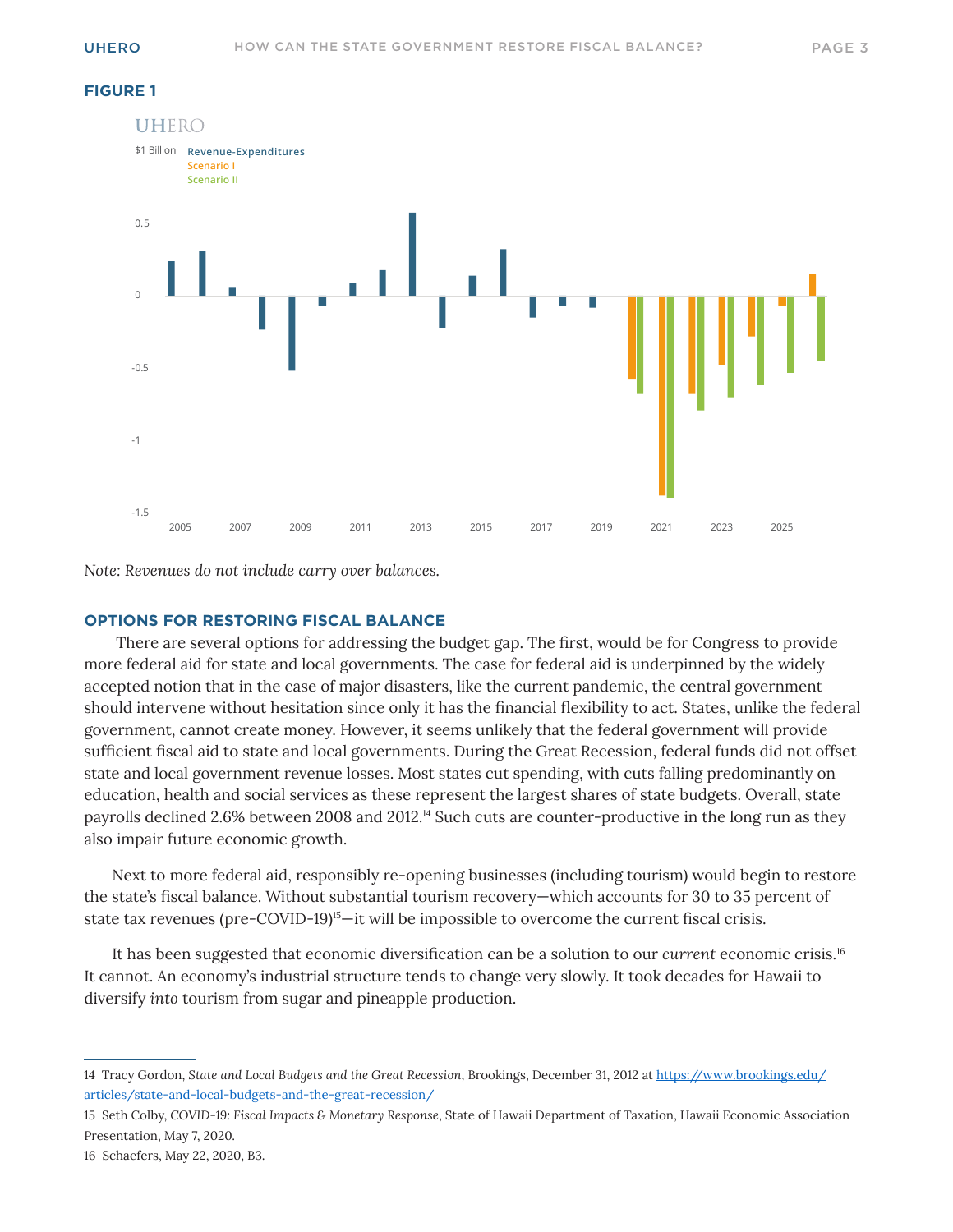**FIGURE 1**

UHERO

$1 Billion Revenue-Expenditures
Scenario I
Scenario II

*Note: Revenues do not include carry over balances.*

## OPTIONS FOR RESTORING FISCAL BALANCE

There are several options for addressing the budget gap. The first, would be for Congress to provide more federal aid for state and local governments. The case for federal aid is underpinned by the widely accepted notion that in the case of major disasters, like the current pandemic, the central government should intervene without hesitation since only it has the financial flexibility to act. States, unlike the federal government, cannot create money. However, it seems unlikely that the federal government will provide sufficient fiscal aid to state and local governments. During the Great Recession, federal funds did not offset state and local government revenue losses. Most states cut spending, with cuts falling predominantly on education, health and social services as these represent the largest shares of state budgets. Overall, state payrolls declined 2.6% between 2008 and 2012.[14] Such cuts are counter-productive in the long run as they also impair future economic growth.

Next to more federal aid, responsibly re-opening businesses (including tourism) would begin to restore the state's fiscal balance. Without substantial tourism recovery—which accounts for 30 to 35 percent of state tax revenues (pre-COVID-19)[15]—it will be impossible to overcome the current fiscal crisis.

It has been suggested that economic diversification can be a solution to our *current* economic crisis.[16] It cannot. An economy's industrial structure tends to change very slowly. It took decades for Hawaii to diversify *into* tourism from sugar and pineapple production.

---

14 Tracy Gordon, *State and Local Budgets and the Great Recession*, Brookings, December 31, 2012 at https://www.brookings.edu/articles/state-and-local-budgets-and-the-great-recession/

15 Seth Colby, *COVID-19: Fiscal Impacts & Monetary Response*, State of Hawaii Department of Taxation, Hawaii Economic Association Presentation, May 7, 2020.

16 Schaefers, May 22, 2020, B3.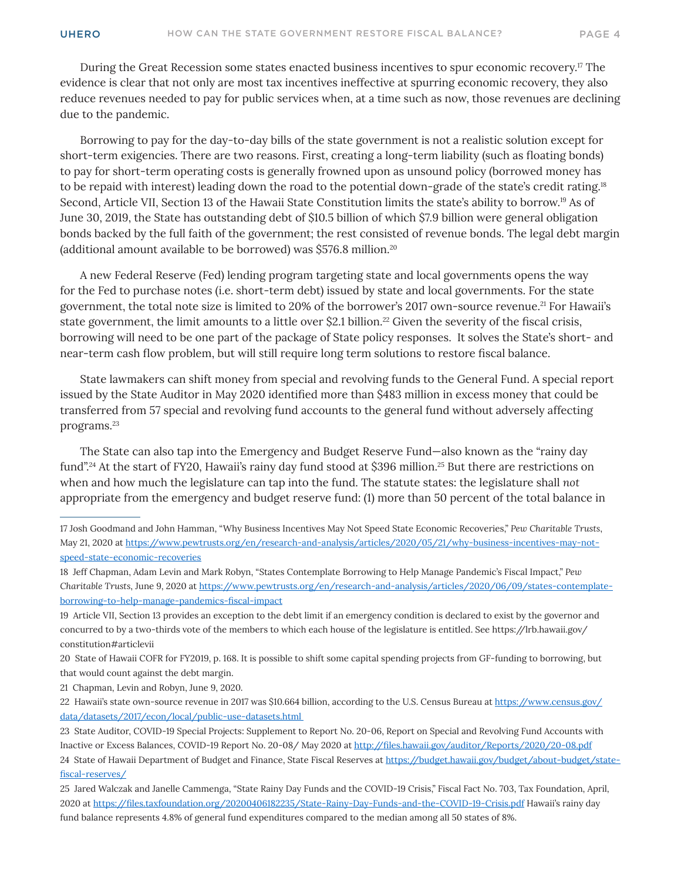During the Great Recession some states enacted business incentives to spur economic recovery.[17] The evidence is clear that not only are most tax incentives ineffective at spurring economic recovery, they also reduce revenues needed to pay for public services when, at a time such as now, those revenues are declining due to the pandemic.

Borrowing to pay for the day-to-day bills of the state government is not a realistic solution except for short-term exigencies. There are two reasons. First, creating a long-term liability (such as floating bonds) to pay for short-term operating costs is generally frowned upon as unsound policy (borrowed money has to be repaid with interest) leading down the road to the potential down-grade of the state's credit rating.[18] Second, Article VII, Section 13 of the Hawaii State Constitution limits the state's ability to borrow.[19] As of June 30, 2019, the State has outstanding debt of $10.5 billion of which $7.9 billion were general obligation bonds backed by the full faith of the government; the rest consisted of revenue bonds. The legal debt margin (additional amount available to be borrowed) was $576.8 million.[20]

A new Federal Reserve (Fed) lending program targeting state and local governments opens the way for the Fed to purchase notes (i.e. short-term debt) issued by state and local governments. For the state government, the total note size is limited to 20% of the borrower's 2017 own-source revenue.[21] For Hawaii's state government, the limit amounts to a little over $2.1 billion.[22] Given the severity of the fiscal crisis, borrowing will need to be one part of the package of State policy responses. It solves the State's short- and near-term cash flow problem, but will still require long term solutions to restore fiscal balance.

State lawmakers can shift money from special and revolving funds to the General Fund. A special report issued by the State Auditor in May 2020 identified more than $483 million in excess money that could be transferred from 57 special and revolving fund accounts to the general fund without adversely affecting programs.[23]

The State can also tap into the Emergency and Budget Reserve Fund—also known as the "rainy day fund".[24] At the start of FY20, Hawaii's rainy day fund stood at $396 million.[25] But there are restrictions on when and how much the legislature can tap into the fund. The statute states: the legislature shall *not* appropriate from the emergency and budget reserve fund: (1) more than 50 percent of the total balance in

---

17 Josh Goodmand and John Hamman, "Why Business Incentives May Not Speed State Economic Recoveries," *Pew Charitable Trusts*, May 21, 2020 at https://www.pewtrusts.org/en/research-and-analysis/articles/2020/05/21/why-business-incentives-may-not-speed-state-economic-recoveries

18 Jeff Chapman, Adam Levin and Mark Robyn, "States Contemplate Borrowing to Help Manage Pandemic's Fiscal Impact," *Pew Charitable Trusts*, June 9, 2020 at https://www.pewtrusts.org/en/research-and-analysis/articles/2020/06/09/states-contemplate-borrowing-to-help-manage-pandemics-fiscal-impact

19 Article VII, Section 13 provides an exception to the debt limit if an emergency condition is declared to exist by the governor and concurred to by a two-thirds vote of the members to which each house of the legislature is entitled. See https://lrb.hawaii.gov/constitution#articlevii

20 State of Hawaii COFR for FY2019, p. 168. It is possible to shift some capital spending projects from GF-funding to borrowing, but that would count against the debt margin.

21 Chapman, Levin and Robyn, June 9, 2020.

22 Hawaii's state own-source revenue in 2017 was $10.664 billion, according to the U.S. Census Bureau at https://www.census.gov/data/datasets/2017/econ/local/public-use-datasets.html

23 State Auditor, COVID-19 Special Projects: Supplement to Report No. 20-06, Report on Special and Revolving Fund Accounts with Inactive or Excess Balances, COVID-19 Report No. 20-08/ May 2020 at http://files.hawaii.gov/auditor/Reports/2020/20-08.pdf

24 State of Hawaii Department of Budget and Finance, State Fiscal Reserves at https://budget.hawaii.gov/budget/about-budget/state-fiscal-reserves/

25 Jared Walczak and Janelle Cammenga, "State Rainy Day Funds and the COVID-19 Crisis," Fiscal Fact No. 703, Tax Foundation, April, 2020 at https://files.taxfoundation.org/20200406182235/State-Rainy-Day-Funds-and-the-COVID-19-Crisis.pdf Hawaii's rainy day fund balance represents 4.8% of general fund expenditures compared to the median among all 50 states of 8%.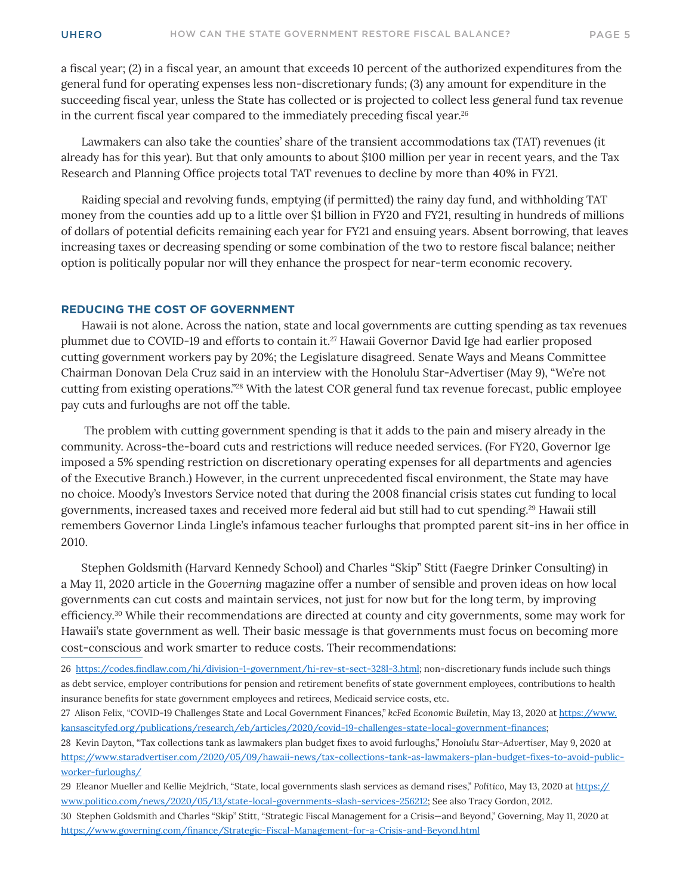a fiscal year; (2) in a fiscal year, an amount that exceeds 10 percent of the authorized expenditures from the general fund for operating expenses less non-discretionary funds; (3) any amount for expenditure in the succeeding fiscal year, unless the State has collected or is projected to collect less general fund tax revenue in the current fiscal year compared to the immediately preceding fiscal year.[26]

Lawmakers can also take the counties' share of the transient accommodations tax (TAT) revenues (it already has for this year). But that only amounts to about $100 million per year in recent years, and the Tax Research and Planning Office projects total TAT revenues to decline by more than 40% in FY21.

Raiding special and revolving funds, emptying (if permitted) the rainy day fund, and withholding TAT money from the counties add up to a little over $1 billion in FY20 and FY21, resulting in hundreds of millions of dollars of potential deficits remaining each year for FY21 and ensuing years. Absent borrowing, that leaves increasing taxes or decreasing spending or some combination of the two to restore fiscal balance; neither option is politically popular nor will they enhance the prospect for near-term economic recovery.

## REDUCING THE COST OF GOVERNMENT

Hawaii is not alone. Across the nation, state and local governments are cutting spending as tax revenues plummet due to COVID-19 and efforts to contain it.[27] Hawaii Governor David Ige had earlier proposed cutting government workers pay by 20%; the Legislature disagreed. Senate Ways and Means Committee Chairman Donovan Dela Cruz said in an interview with the Honolulu Star-Advertiser (May 9), "We're not cutting from existing operations."[28] With the latest COR general fund tax revenue forecast, public employee pay cuts and furloughs are not off the table.

The problem with cutting government spending is that it adds to the pain and misery already in the community. Across-the-board cuts and restrictions will reduce needed services. (For FY20, Governor Ige imposed a 5% spending restriction on discretionary operating expenses for all departments and agencies of the Executive Branch.) However, in the current unprecedented fiscal environment, the State may have no choice. Moody's Investors Service noted that during the 2008 financial crisis states cut funding to local governments, increased taxes and received more federal aid but still had to cut spending.[29] Hawaii still remembers Governor Linda Lingle's infamous teacher furloughs that prompted parent sit-ins in her office in 2010.

Stephen Goldsmith (Harvard Kennedy School) and Charles "Skip" Stitt (Faegre Drinker Consulting) in a May 11, 2020 article in the *Governing* magazine offer a number of sensible and proven ideas on how local governments can cut costs and maintain services, not just for now but for the long term, by improving efficiency.[30] While their recommendations are directed at county and city governments, some may work for Hawaii's state government as well. Their basic message is that governments must focus on becoming more cost-conscious and work smarter to reduce costs. Their recommendations:

---

26 https://codes.findlaw.com/hi/division-1-government/hi-rev-st-sect-328l-3.html; non-discretionary funds include such things as debt service, employer contributions for pension and retirement benefits of state government employees, contributions to health insurance benefits for state government employees and retirees, Medicaid service costs, etc.

27 Alison Felix, "COVID-19 Challenges State and Local Government Finances," *kcFed Economic Bulletin*, May 13, 2020 at https://www.kansascityfed.org/publications/research/eb/articles/2020/covid-19-challenges-state-local-government-finances;

28 Kevin Dayton, "Tax collections tank as lawmakers plan budget fixes to avoid furloughs," *Honolulu Star-Advertiser*, May 9, 2020 at https://www.staradvertiser.com/2020/05/09/hawaii-news/tax-collections-tank-as-lawmakers-plan-budget-fixes-to-avoid-public-worker-furloughs/

29 Eleanor Mueller and Kellie Mejdrich, "State, local governments slash services as demand rises," *Politico*, May 13, 2020 at https://www.politico.com/news/2020/05/13/state-local-governments-slash-services-256212; See also Tracy Gordon, 2012.

30 Stephen Goldsmith and Charles "Skip" Stitt, "Strategic Fiscal Management for a Crisis—and Beyond," Governing, May 11, 2020 at https://www.governing.com/finance/Strategic-Fiscal-Management-for-a-Crisis-and-Beyond.html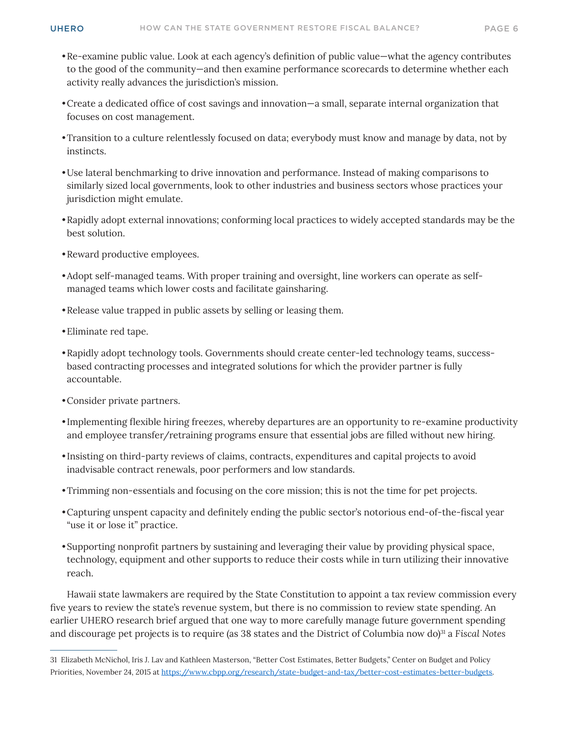- Re-examine public value. Look at each agency's definition of public value—what the agency contributes to the good of the community—and then examine performance scorecards to determine whether each activity really advances the jurisdiction's mission.
- Create a dedicated office of cost savings and innovation—a small, separate internal organization that focuses on cost management.
- Transition to a culture relentlessly focused on data; everybody must know and manage by data, not by instincts.
- Use lateral benchmarking to drive innovation and performance. Instead of making comparisons to similarly sized local governments, look to other industries and business sectors whose practices your jurisdiction might emulate.
- Rapidly adopt external innovations; conforming local practices to widely accepted standards may be the best solution.
- Reward productive employees.
- Adopt self-managed teams. With proper training and oversight, line workers can operate as self-managed teams which lower costs and facilitate gainsharing.
- Release value trapped in public assets by selling or leasing them.
- Eliminate red tape.
- Rapidly adopt technology tools. Governments should create center-led technology teams, success-based contracting processes and integrated solutions for which the provider partner is fully accountable.
- Consider private partners.
- Implementing flexible hiring freezes, whereby departures are an opportunity to re-examine productivity and employee transfer/retraining programs ensure that essential jobs are filled without new hiring.
- Insisting on third-party reviews of claims, contracts, expenditures and capital projects to avoid inadvisable contract renewals, poor performers and low standards.
- Trimming non-essentials and focusing on the core mission; this is not the time for pet projects.
- Capturing unspent capacity and definitely ending the public sector's notorious end-of-the-fiscal year "use it or lose it" practice.
- Supporting nonprofit partners by sustaining and leveraging their value by providing physical space, technology, equipment and other supports to reduce their costs while in turn utilizing their innovative reach.

Hawaii state lawmakers are required by the State Constitution to appoint a tax review commission every five years to review the state's revenue system, but there is no commission to review state spending. An earlier UHERO research brief argued that one way to more carefully manage future government spending and discourage pet projects is to require (as 38 states and the District of Columbia now do)[31] a *Fiscal Notes*

---

31 Elizabeth McNichol, Iris J. Lav and Kathleen Masterson, "Better Cost Estimates, Better Budgets," Center on Budget and Policy Priorities, November 24, 2015 at https://www.cbpp.org/research/state-budget-and-tax/better-cost-estimates-better-budgets.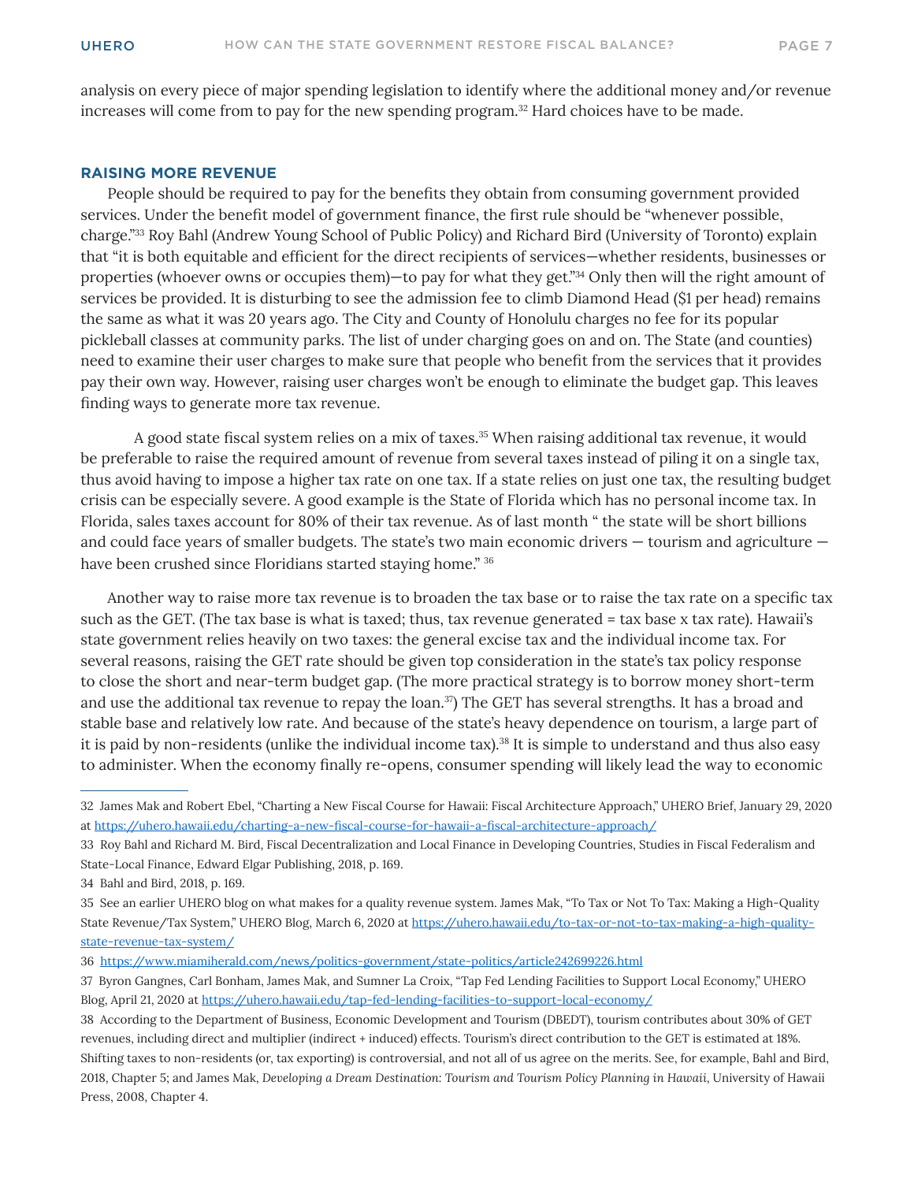analysis on every piece of major spending legislation to identify where the additional money and/or revenue increases will come from to pay for the new spending program.[32] Hard choices have to be made.

### RAISING MORE REVENUE

People should be required to pay for the benefits they obtain from consuming government provided services. Under the benefit model of government finance, the first rule should be "whenever possible, charge."[33] Roy Bahl (Andrew Young School of Public Policy) and Richard Bird (University of Toronto) explain that "it is both equitable and efficient for the direct recipients of services—whether residents, businesses or properties (whoever owns or occupies them)—to pay for what they get."[34] Only then will the right amount of services be provided. It is disturbing to see the admission fee to climb Diamond Head ($1 per head) remains the same as what it was 20 years ago. The City and County of Honolulu charges no fee for its popular pickleball classes at community parks. The list of under charging goes on and on. The State (and counties) need to examine their user charges to make sure that people who benefit from the services that it provides pay their own way. However, raising user charges won't be enough to eliminate the budget gap. This leaves finding ways to generate more tax revenue.

A good state fiscal system relies on a mix of taxes.[35] When raising additional tax revenue, it would be preferable to raise the required amount of revenue from several taxes instead of piling it on a single tax, thus avoid having to impose a higher tax rate on one tax. If a state relies on just one tax, the resulting budget crisis can be especially severe. A good example is the State of Florida which has no personal income tax. In Florida, sales taxes account for 80% of their tax revenue. As of last month " the state will be short billions and could face years of smaller budgets. The state's two main economic drivers — tourism and agriculture — have been crushed since Floridians started staying home." [36]

Another way to raise more tax revenue is to broaden the tax base or to raise the tax rate on a specific tax such as the GET. (The tax base is what is taxed; thus, tax revenue generated = tax base x tax rate). Hawaii's state government relies heavily on two taxes: the general excise tax and the individual income tax. For several reasons, raising the GET rate should be given top consideration in the state's tax policy response to close the short and near-term budget gap. (The more practical strategy is to borrow money short-term and use the additional tax revenue to repay the loan.[37]) The GET has several strengths. It has a broad and stable base and relatively low rate. And because of the state's heavy dependence on tourism, a large part of it is paid by non-residents (unlike the individual income tax).[38] It is simple to understand and thus also easy to administer. When the economy finally re-opens, consumer spending will likely lead the way to economic

---

32 James Mak and Robert Ebel, "Charting a New Fiscal Course for Hawaii: Fiscal Architecture Approach," UHERO Brief, January 29, 2020 at https://uhero.hawaii.edu/charting-a-new-fiscal-course-for-hawaii-a-fiscal-architecture-approach/

33 Roy Bahl and Richard M. Bird, Fiscal Decentralization and Local Finance in Developing Countries, Studies in Fiscal Federalism and State-Local Finance, Edward Elgar Publishing, 2018, p. 169.

34 Bahl and Bird, 2018, p. 169.

35 See an earlier UHERO blog on what makes for a quality revenue system. James Mak, "To Tax or Not To Tax: Making a High-Quality State Revenue/Tax System," UHERO Blog, March 6, 2020 at https://uhero.hawaii.edu/to-tax-or-not-to-tax-making-a-high-quality-state-revenue-tax-system/

36 https://www.miamiherald.com/news/politics-government/state-politics/article242699226.html

37 Byron Gangnes, Carl Bonham, James Mak, and Sumner La Croix, "Tap Fed Lending Facilities to Support Local Economy," UHERO Blog, April 21, 2020 at https://uhero.hawaii.edu/tap-fed-lending-facilities-to-support-local-economy/

38 According to the Department of Business, Economic Development and Tourism (DBEDT), tourism contributes about 30% of GET revenues, including direct and multiplier (indirect + induced) effects. Tourism's direct contribution to the GET is estimated at 18%. Shifting taxes to non-residents (or, tax exporting) is controversial, and not all of us agree on the merits. See, for example, Bahl and Bird, 2018, Chapter 5; and James Mak, *Developing a Dream Destination: Tourism and Tourism Policy Planning in Hawaii*, University of Hawaii Press, 2008, Chapter 4.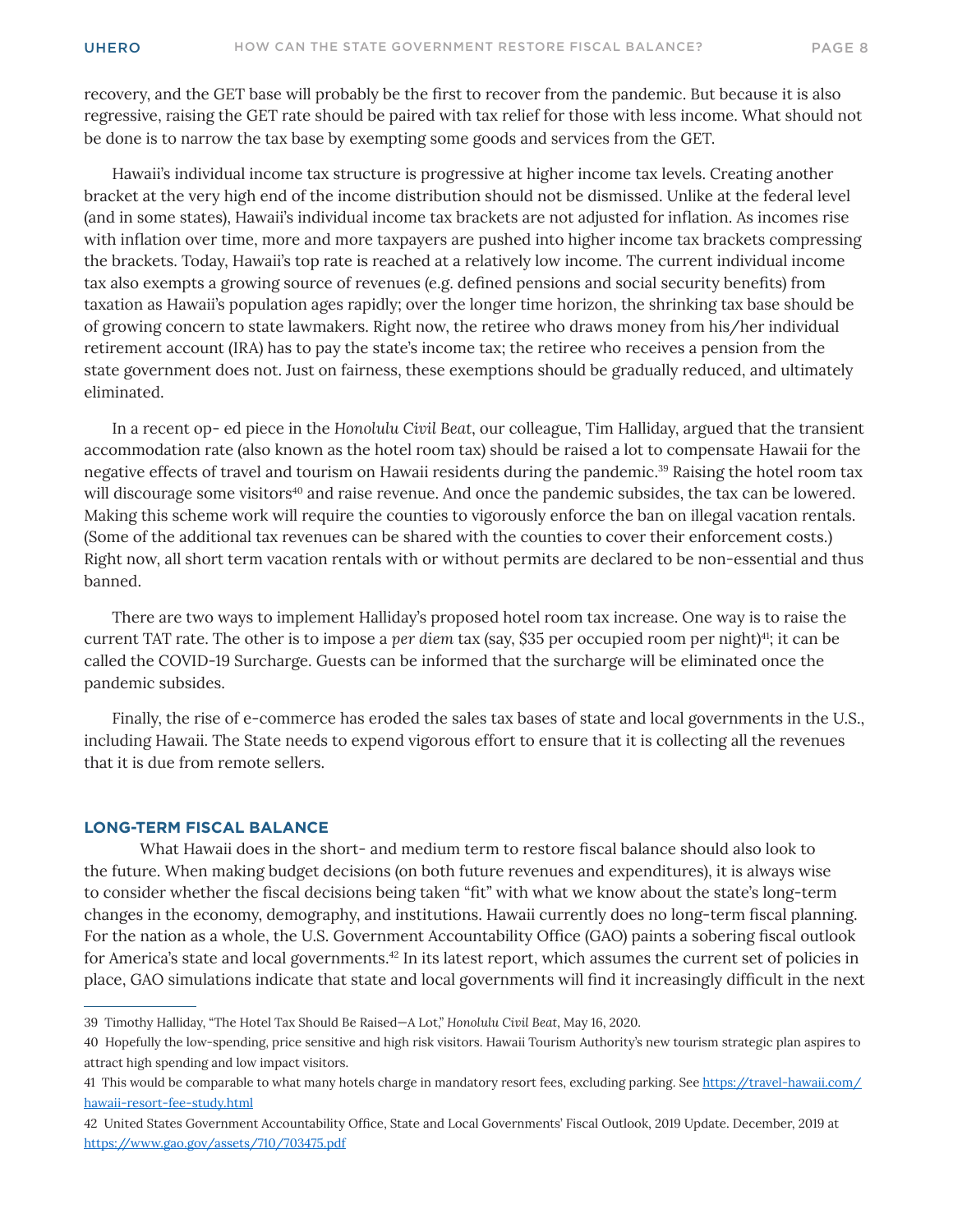recovery, and the GET base will probably be the first to recover from the pandemic. But because it is also regressive, raising the GET rate should be paired with tax relief for those with less income. What should not be done is to narrow the tax base by exempting some goods and services from the GET.

Hawaii's individual income tax structure is progressive at higher income tax levels. Creating another bracket at the very high end of the income distribution should not be dismissed. Unlike at the federal level (and in some states), Hawaii's individual income tax brackets are not adjusted for inflation. As incomes rise with inflation over time, more and more taxpayers are pushed into higher income tax brackets compressing the brackets. Today, Hawaii's top rate is reached at a relatively low income. The current individual income tax also exempts a growing source of revenues (e.g. defined pensions and social security benefits) from taxation as Hawaii's population ages rapidly; over the longer time horizon, the shrinking tax base should be of growing concern to state lawmakers. Right now, the retiree who draws money from his/her individual retirement account (IRA) has to pay the state's income tax; the retiree who receives a pension from the state government does not. Just on fairness, these exemptions should be gradually reduced, and ultimately eliminated.

In a recent op- ed piece in the *Honolulu Civil Beat*, our colleague, Tim Halliday, argued that the transient accommodation rate (also known as the hotel room tax) should be raised a lot to compensate Hawaii for the negative effects of travel and tourism on Hawaii residents during the pandemic.[39] Raising the hotel room tax will discourage some visitors[40] and raise revenue. And once the pandemic subsides, the tax can be lowered. Making this scheme work will require the counties to vigorously enforce the ban on illegal vacation rentals. (Some of the additional tax revenues can be shared with the counties to cover their enforcement costs.) Right now, all short term vacation rentals with or without permits are declared to be non-essential and thus banned.

There are two ways to implement Halliday's proposed hotel room tax increase. One way is to raise the current TAT rate. The other is to impose a *per diem* tax (say, $35 per occupied room per night)[41]; it can be called the COVID-19 Surcharge. Guests can be informed that the surcharge will be eliminated once the pandemic subsides.

Finally, the rise of e-commerce has eroded the sales tax bases of state and local governments in the U.S., including Hawaii. The State needs to expend vigorous effort to ensure that it is collecting all the revenues that it is due from remote sellers.

## LONG-TERM FISCAL BALANCE

What Hawaii does in the short- and medium term to restore fiscal balance should also look to the future. When making budget decisions (on both future revenues and expenditures), it is always wise to consider whether the fiscal decisions being taken "fit" with what we know about the state's long-term changes in the economy, demography, and institutions. Hawaii currently does no long-term fiscal planning. For the nation as a whole, the U.S. Government Accountability Office (GAO) paints a sobering fiscal outlook for America's state and local governments.[42] In its latest report, which assumes the current set of policies in place, GAO simulations indicate that state and local governments will find it increasingly difficult in the next

---

39 Timothy Halliday, "The Hotel Tax Should Be Raised—A Lot," *Honolulu Civil Beat*, May 16, 2020.

40 Hopefully the low-spending, price sensitive and high risk visitors. Hawaii Tourism Authority's new tourism strategic plan aspires to attract high spending and low impact visitors.

41 This would be comparable to what many hotels charge in mandatory resort fees, excluding parking. See https://travel-hawaii.com/hawaii-resort-fee-study.html

42 United States Government Accountability Office, State and Local Governments' Fiscal Outlook, 2019 Update. December, 2019 at https://www.gao.gov/assets/710/703475.pdf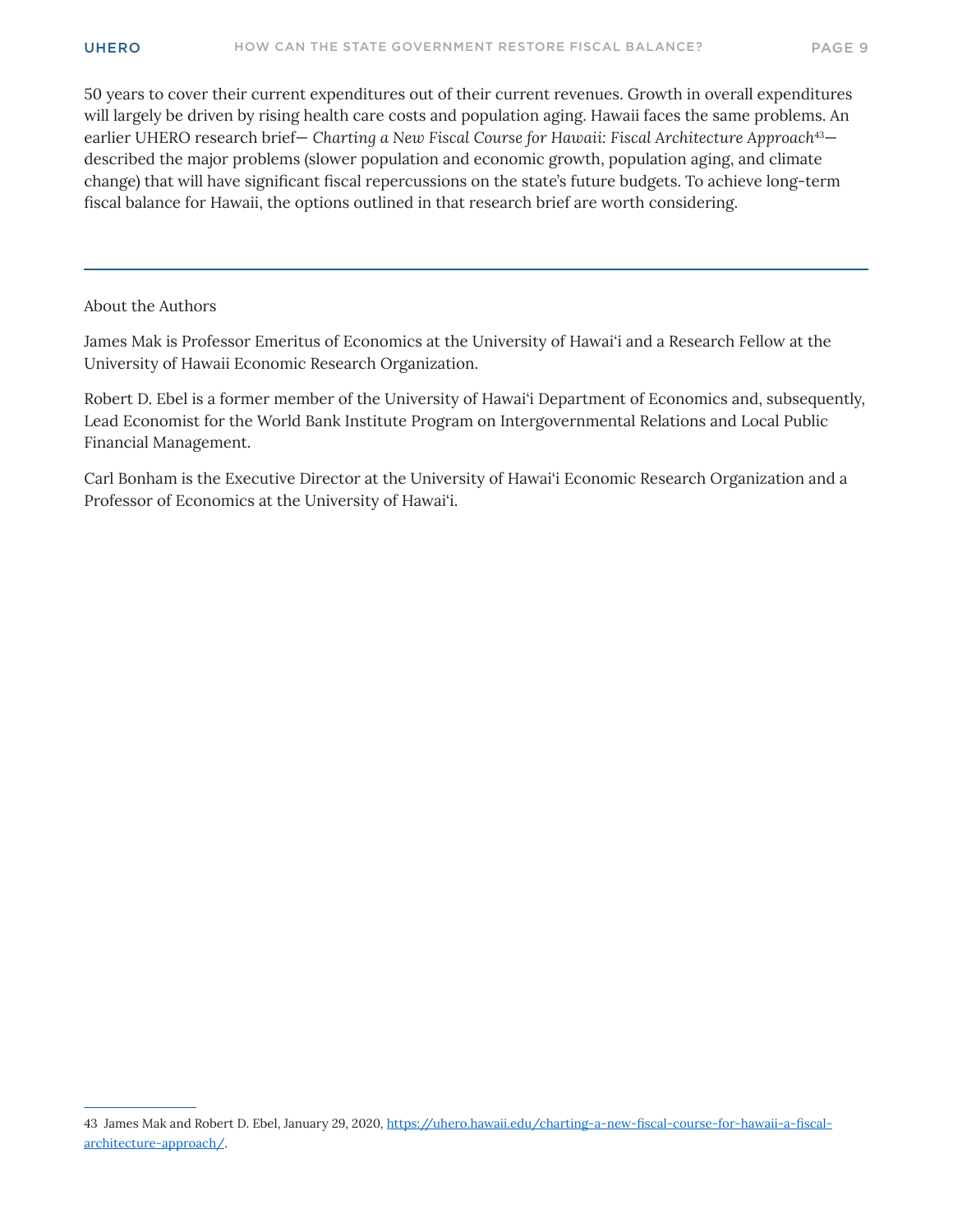50 years to cover their current expenditures out of their current revenues. Growth in overall expenditures will largely be driven by rising health care costs and population aging. Hawaii faces the same problems. An earlier UHERO research brief— *Charting a New Fiscal Course for Hawaii: Fiscal Architecture Approach*[43]—described the major problems (slower population and economic growth, population aging, and climate change) that will have significant fiscal repercussions on the state's future budgets. To achieve long-term fiscal balance for Hawaii, the options outlined in that research brief are worth considering.

---

About the Authors

James Mak is Professor Emeritus of Economics at the University of Hawaiʻi and a Research Fellow at the University of Hawaii Economic Research Organization.

Robert D. Ebel is a former member of the University of Hawaiʻi Department of Economics and, subsequently, Lead Economist for the World Bank Institute Program on Intergovernmental Relations and Local Public Financial Management.

Carl Bonham is the Executive Director at the University of Hawaiʻi Economic Research Organization and a Professor of Economics at the University of Hawaiʻi.

---

43 James Mak and Robert D. Ebel, January 29, 2020, https://uhero.hawaii.edu/charting-a-new-fiscal-course-for-hawaii-a-fiscal-architecture-approach/.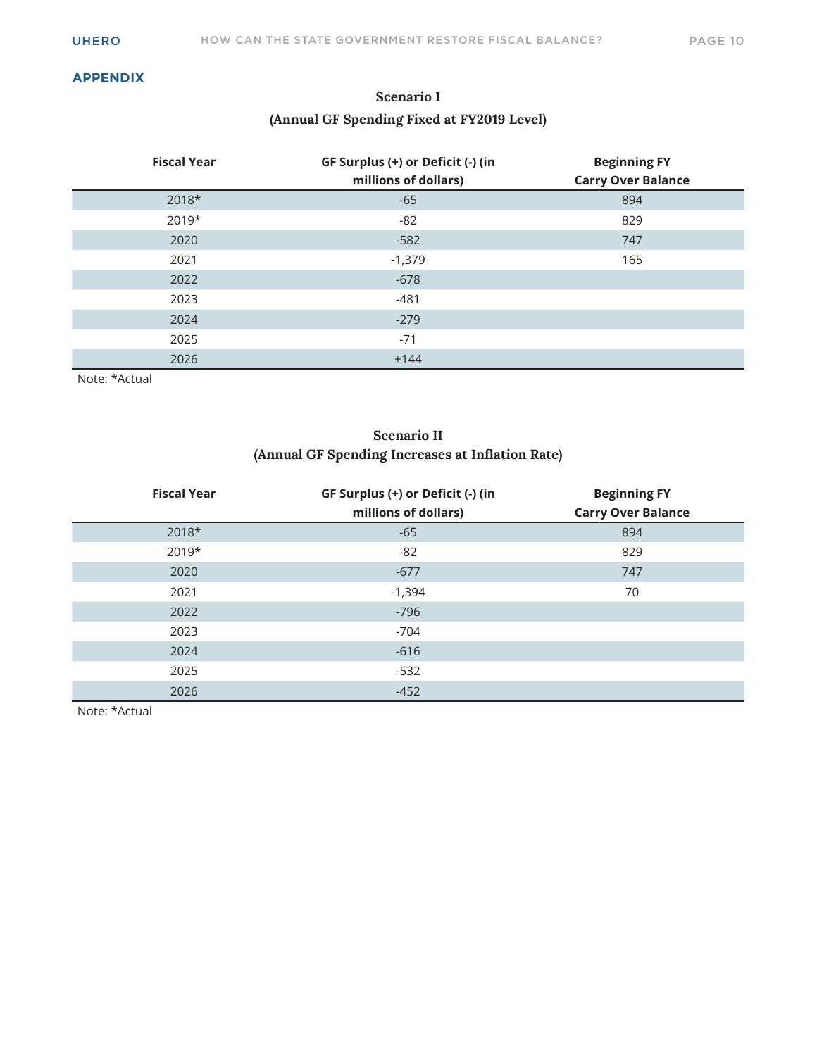## APPENDIX

**Scenario I**

**(Annual GF Spending Fixed at FY2019 Level)**

| Fiscal Year | GF Surplus (+) or Deficit (-) (in millions of dollars) | Beginning FY Carry Over Balance |
|---|---|---|
| 2018* | -65 | 894 |
| 2019* | -82 | 829 |
| 2020 | -582 | 747 |
| 2021 | -1,379 | 165 |
| 2022 | -678 | |
| 2023 | -481 | |
| 2024 | -279 | |
| 2025 | -71 | |
| 2026 | +144 | |

Note: *Actual

**Scenario II**

**(Annual GF Spending Increases at Inflation Rate)**

| Fiscal Year | GF Surplus (+) or Deficit (-) (in millions of dollars) | Beginning FY Carry Over Balance |
|---|---|---|
| 2018* | -65 | 894 |
| 2019* | -82 | 829 |
| 2020 | -677 | 747 |
| 2021 | -1,394 | 70 |
| 2022 | -796 | |
| 2023 | -704 | |
| 2024 | -616 | |
| 2025 | -532 | |
| 2026 | -452 | |

Note: *Actual